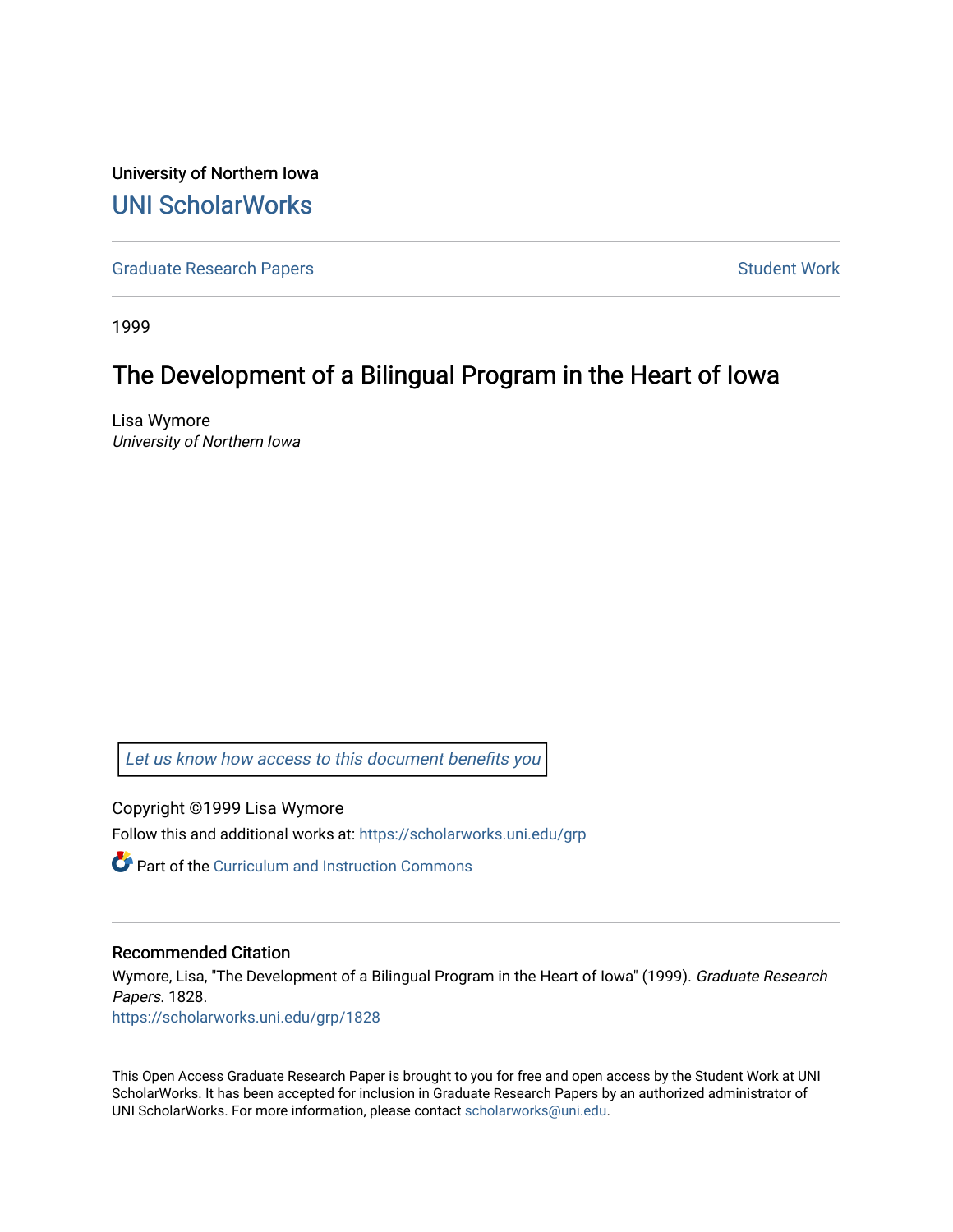University of Northern Iowa

# UNI ScholarWorks

Graduate Research Papers | Student Work

1999

## The Development of a Bilingual Program in the Heart of Iowa

Lisa Wymore
*University of Northern Iowa*

Let us know how access to this document benefits you

Copyright ©1999 Lisa Wymore

Follow this and additional works at: https://scholarworks.uni.edu/grp

Part of the Curriculum and Instruction Commons

### Recommended Citation

Wymore, Lisa, "The Development of a Bilingual Program in the Heart of Iowa" (1999). *Graduate Research Papers*. 1828.
https://scholarworks.uni.edu/grp/1828

This Open Access Graduate Research Paper is brought to you for free and open access by the Student Work at UNI ScholarWorks. It has been accepted for inclusion in Graduate Research Papers by an authorized administrator of UNI ScholarWorks. For more information, please contact scholarworks@uni.edu.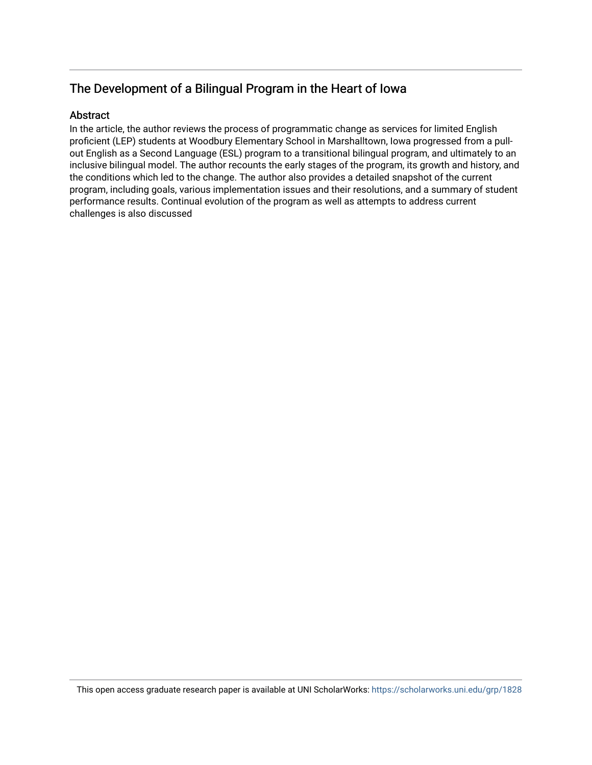## The Development of a Bilingual Program in the Heart of Iowa

### Abstract

In the article, the author reviews the process of programmatic change as services for limited English proficient (LEP) students at Woodbury Elementary School in Marshalltown, Iowa progressed from a pull-out English as a Second Language (ESL) program to a transitional bilingual program, and ultimately to an inclusive bilingual model. The author recounts the early stages of the program, its growth and history, and the conditions which led to the change. The author also provides a detailed snapshot of the current program, including goals, various implementation issues and their resolutions, and a summary of student performance results. Continual evolution of the program as well as attempts to address current challenges is also discussed

This open access graduate research paper is available at UNI ScholarWorks: https://scholarworks.uni.edu/grp/1828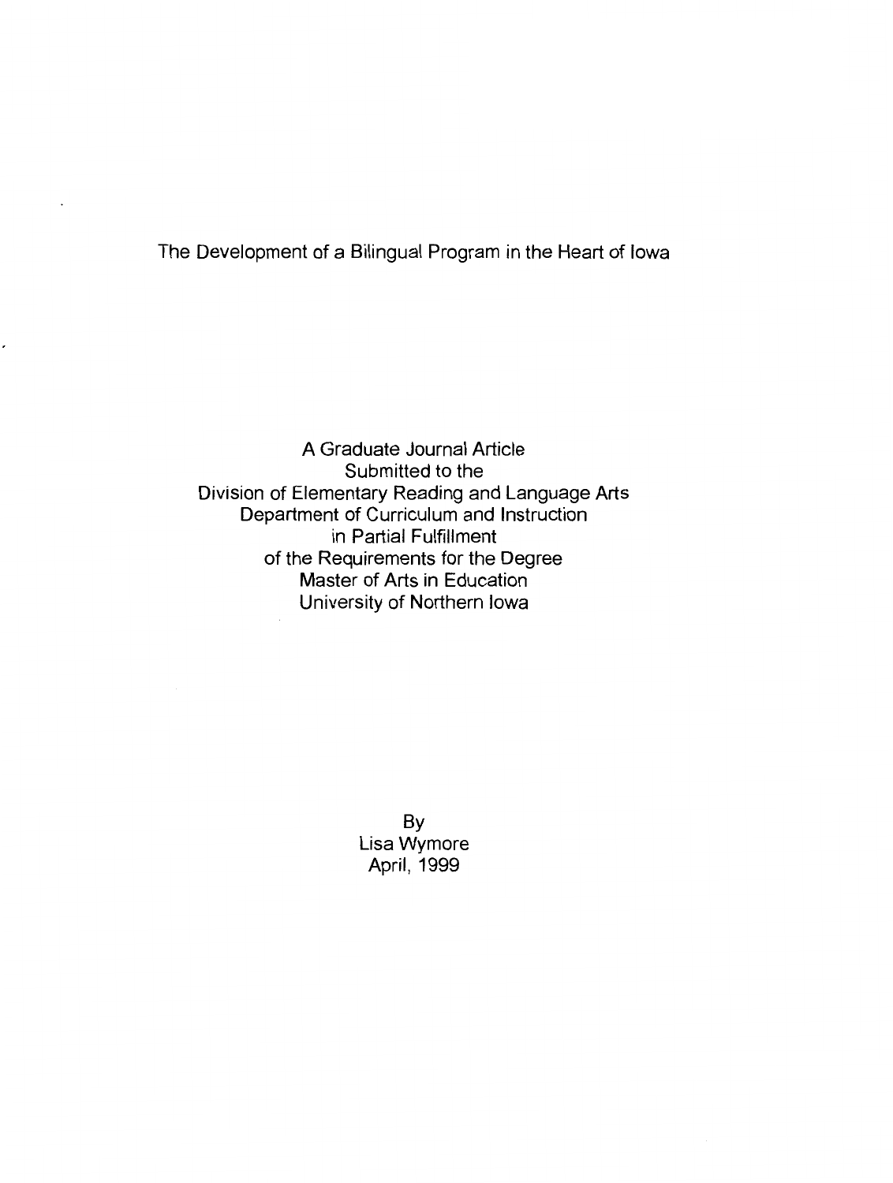# The Development of a Bilingual Program in the Heart of Iowa

A Graduate Journal Article
Submitted to the
Division of Elementary Reading and Language Arts
Department of Curriculum and Instruction
in Partial Fulfillment
of the Requirements for the Degree
Master of Arts in Education
University of Northern Iowa

By
Lisa Wymore
April, 1999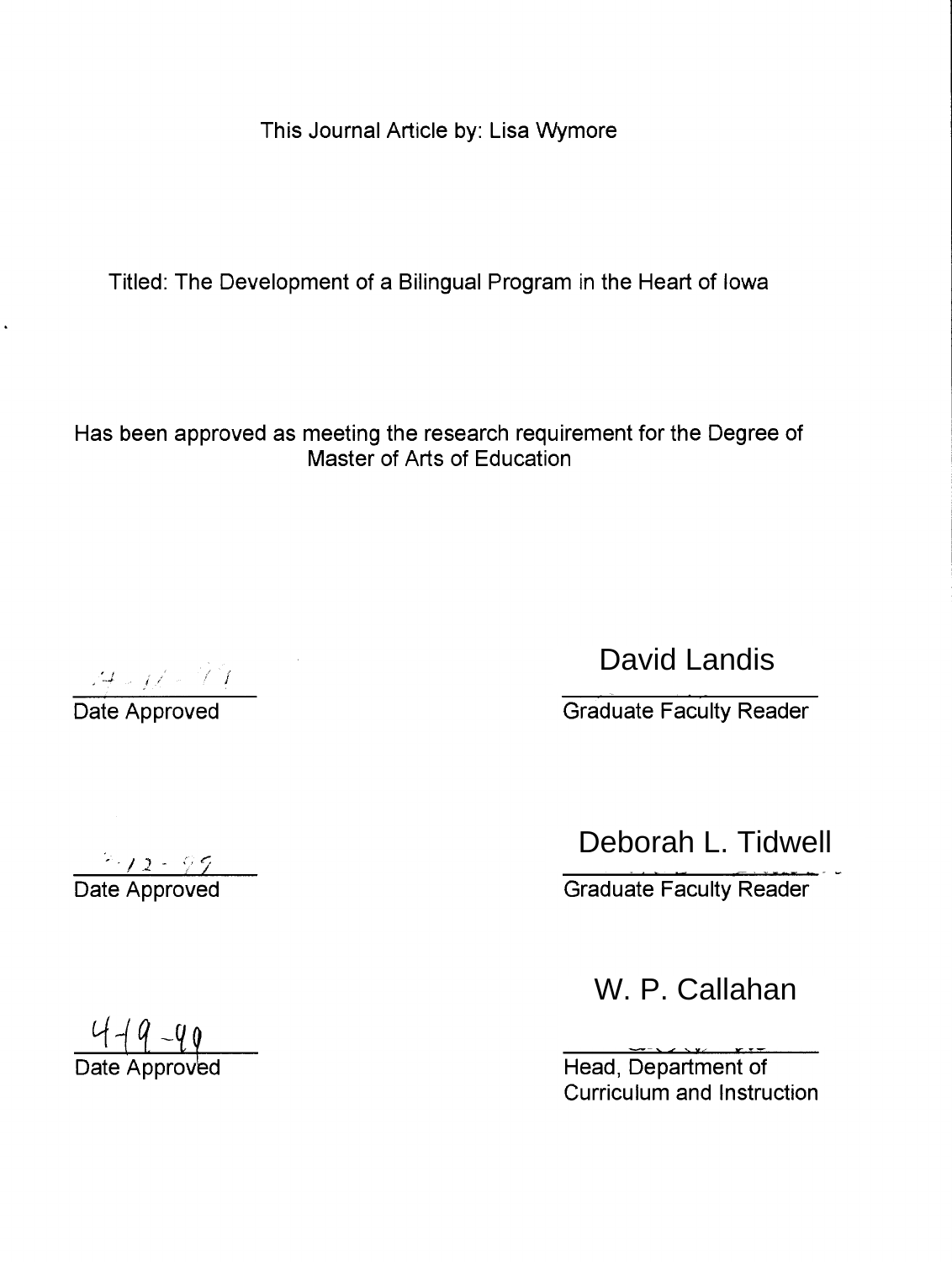This Journal Article by: Lisa Wymore

Titled: The Development of a Bilingual Program in the Heart of Iowa

Has been approved as meeting the research requirement for the Degree of Master of Arts of Education

4-12-99
Date Approved

David Landis
Graduate Faculty Reader

4-12-99
Date Approved

Deborah L. Tidwell
Graduate Faculty Reader

4-19-99
Date Approved

W. P. Callahan
Head, Department of Curriculum and Instruction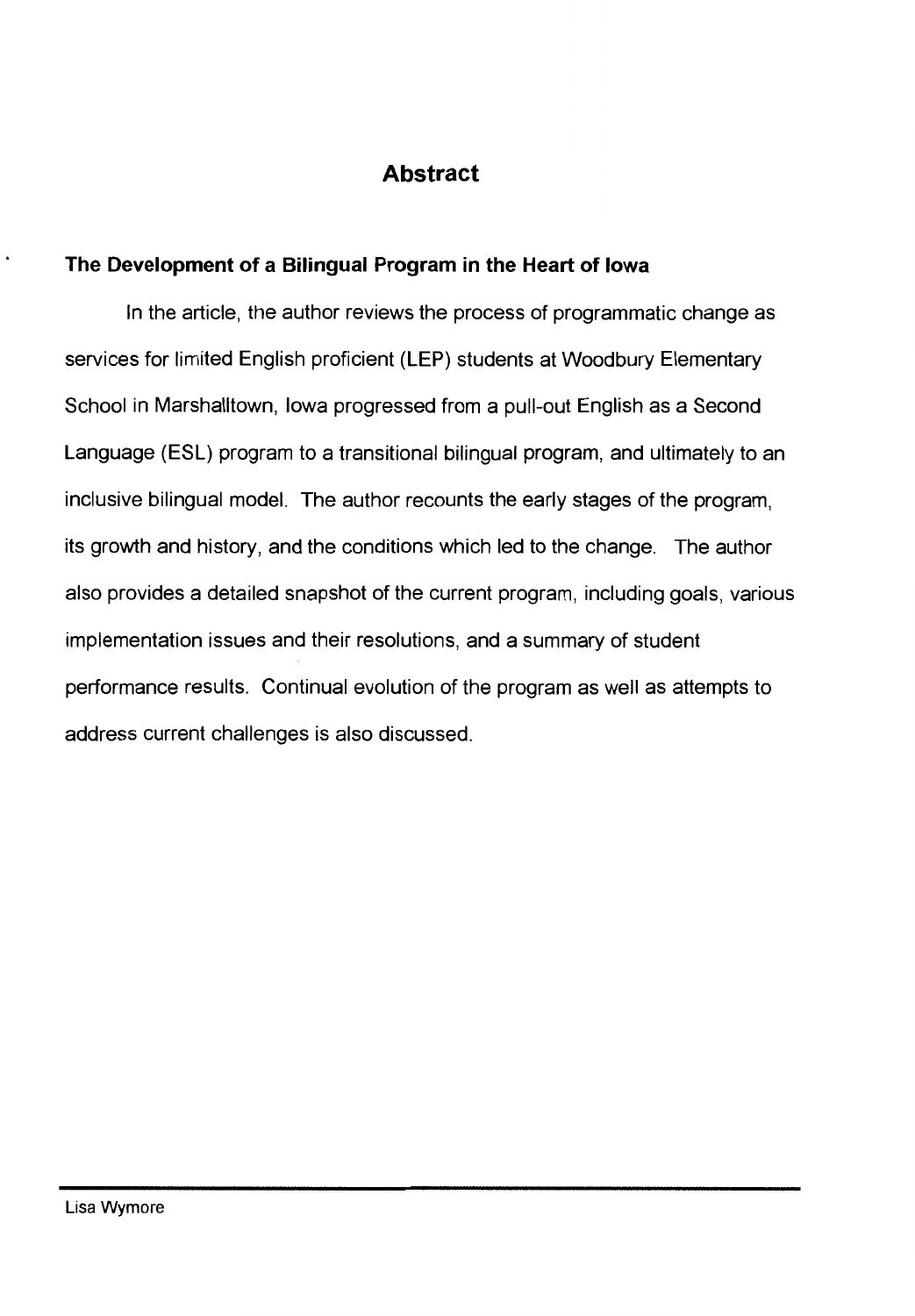# Abstract

### The Development of a Bilingual Program in the Heart of Iowa

In the article, the author reviews the process of programmatic change as services for limited English proficient (LEP) students at Woodbury Elementary School in Marshalltown, Iowa progressed from a pull-out English as a Second Language (ESL) program to a transitional bilingual program, and ultimately to an inclusive bilingual model. The author recounts the early stages of the program, its growth and history, and the conditions which led to the change. The author also provides a detailed snapshot of the current program, including goals, various implementation issues and their resolutions, and a summary of student performance results. Continual evolution of the program as well as attempts to address current challenges is also discussed.

---

Lisa Wymore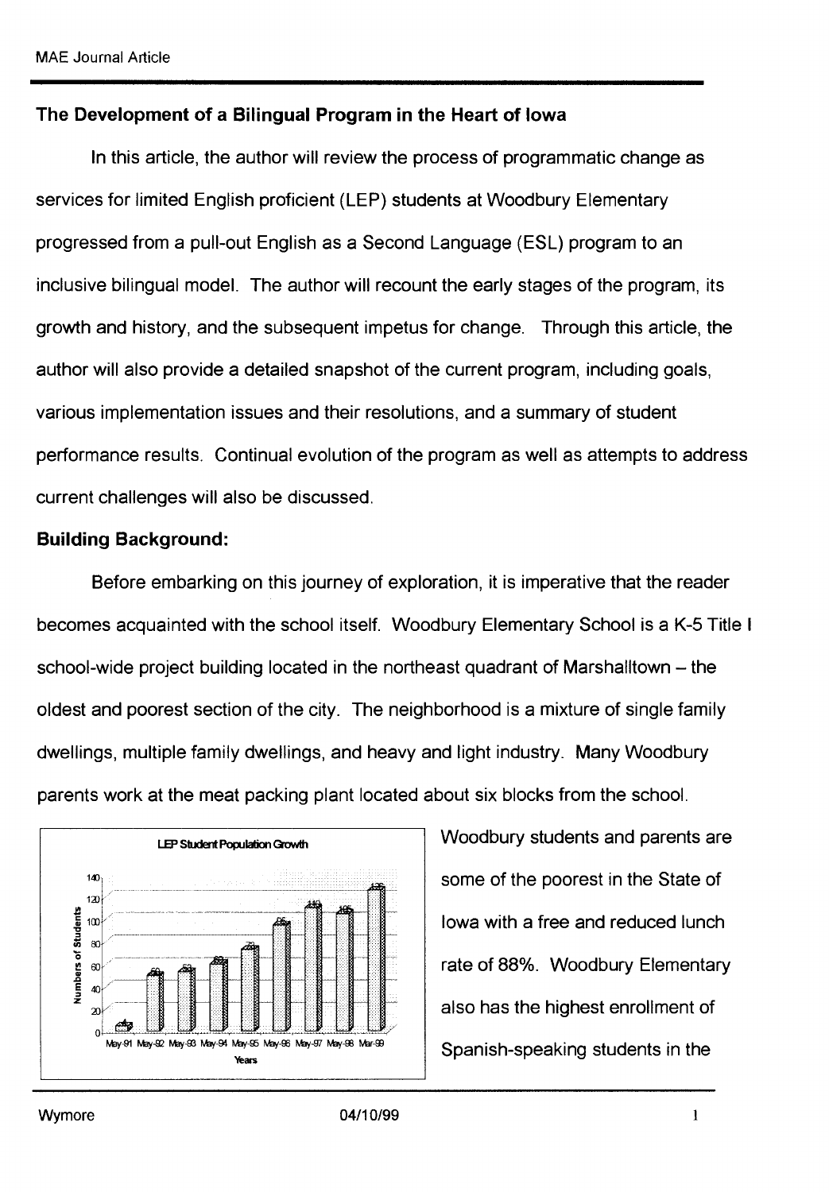## The Development of a Bilingual Program in the Heart of Iowa

In this article, the author will review the process of programmatic change as services for limited English proficient (LEP) students at Woodbury Elementary progressed from a pull-out English as a Second Language (ESL) program to an inclusive bilingual model. The author will recount the early stages of the program, its growth and history, and the subsequent impetus for change. Through this article, the author will also provide a detailed snapshot of the current program, including goals, various implementation issues and their resolutions, and a summary of student performance results. Continual evolution of the program as well as attempts to address current challenges will also be discussed.

### Building Background:

Before embarking on this journey of exploration, it is imperative that the reader becomes acquainted with the school itself. Woodbury Elementary School is a K-5 Title I school-wide project building located in the northeast quadrant of Marshalltown – the oldest and poorest section of the city. The neighborhood is a mixture of single family dwellings, multiple family dwellings, and heavy and light industry. Many Woodbury parents work at the meat packing plant located about six blocks from the school.

Woodbury students and parents are some of the poorest in the State of Iowa with a free and reduced lunch rate of 88%. Woodbury Elementary also has the highest enrollment of Spanish-speaking students in the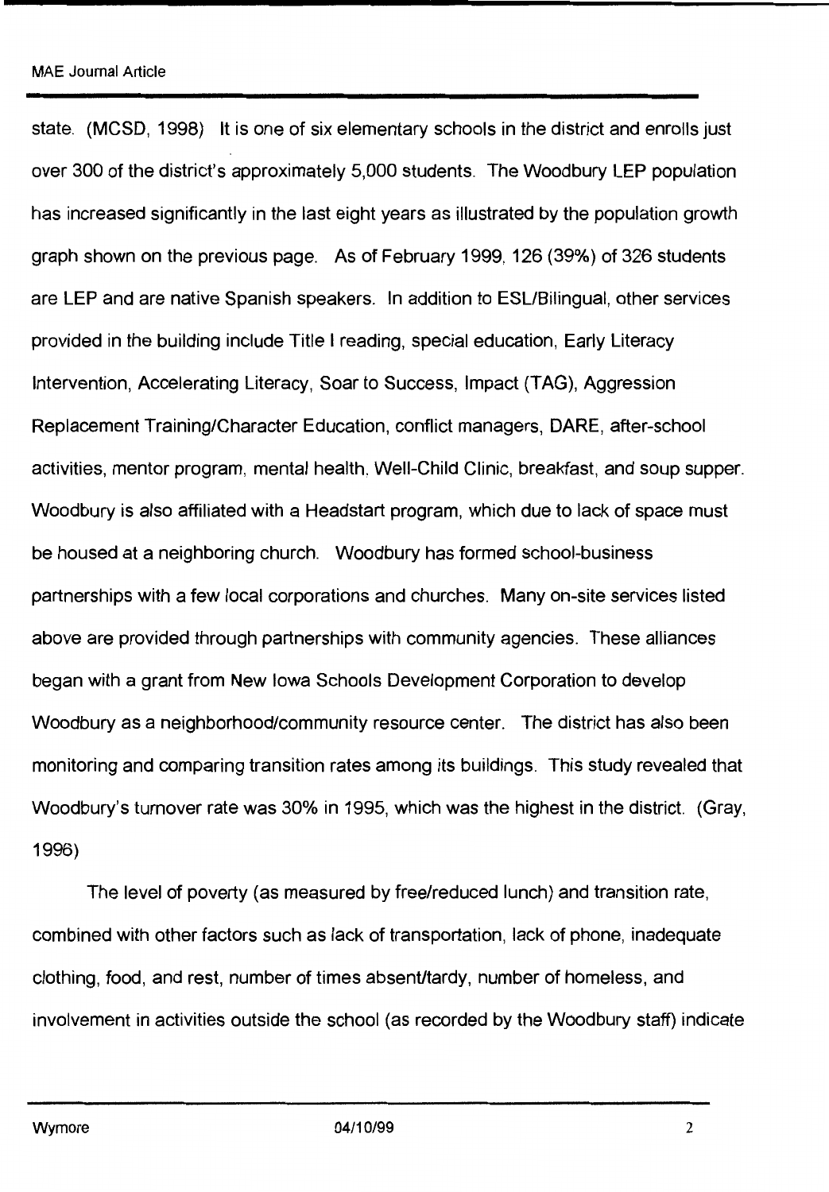state. (MCSD, 1998) It is one of six elementary schools in the district and enrolls just over 300 of the district's approximately 5,000 students. The Woodbury LEP population has increased significantly in the last eight years as illustrated by the population growth graph shown on the previous page. As of February 1999, 126 (39%) of 326 students are LEP and are native Spanish speakers. In addition to ESL/Bilingual, other services provided in the building include Title I reading, special education, Early Literacy Intervention, Accelerating Literacy, Soar to Success, Impact (TAG), Aggression Replacement Training/Character Education, conflict managers, DARE, after-school activities, mentor program, mental health, Well-Child Clinic, breakfast, and soup supper. Woodbury is also affiliated with a Headstart program, which due to lack of space must be housed at a neighboring church. Woodbury has formed school-business partnerships with a few local corporations and churches. Many on-site services listed above are provided through partnerships with community agencies. These alliances began with a grant from New Iowa Schools Development Corporation to develop Woodbury as a neighborhood/community resource center. The district has also been monitoring and comparing transition rates among its buildings. This study revealed that Woodbury's turnover rate was 30% in 1995, which was the highest in the district. (Gray, 1996)

The level of poverty (as measured by free/reduced lunch) and transition rate, combined with other factors such as lack of transportation, lack of phone, inadequate clothing, food, and rest, number of times absent/tardy, number of homeless, and involvement in activities outside the school (as recorded by the Woodbury staff) indicate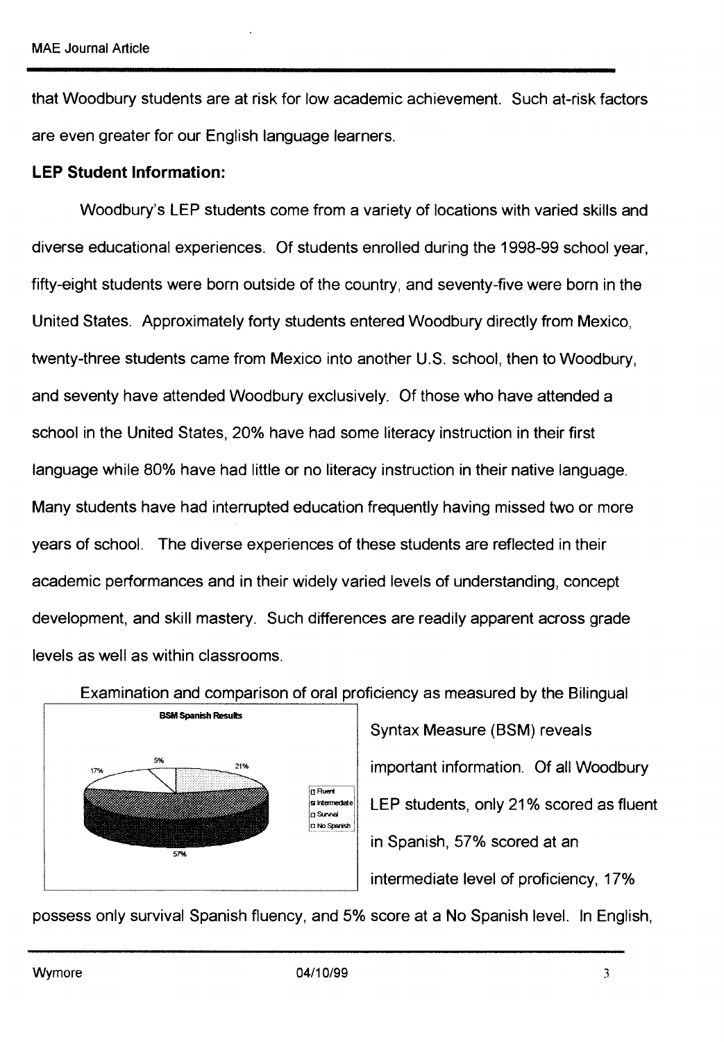that Woodbury students are at risk for low academic achievement. Such at-risk factors are even greater for our English language learners.

**LEP Student Information:**

Woodbury's LEP students come from a variety of locations with varied skills and diverse educational experiences. Of students enrolled during the 1998-99 school year, fifty-eight students were born outside of the country, and seventy-five were born in the United States. Approximately forty students entered Woodbury directly from Mexico, twenty-three students came from Mexico into another U.S. school, then to Woodbury, and seventy have attended Woodbury exclusively. Of those who have attended a school in the United States, 20% have had some literacy instruction in their first language while 80% have had little or no literacy instruction in their native language. Many students have had interrupted education frequently having missed two or more years of school. The diverse experiences of these students are reflected in their academic performances and in their widely varied levels of understanding, concept development, and skill mastery. Such differences are readily apparent across grade levels as well as within classrooms.

Examination and comparison of oral proficiency as measured by the Bilingual Syntax Measure (BSM) reveals important information. Of all Woodbury LEP students, only 21% scored as fluent in Spanish, 57% scored at an intermediate level of proficiency, 17% possess only survival Spanish fluency, and 5% score at a No Spanish level. In English,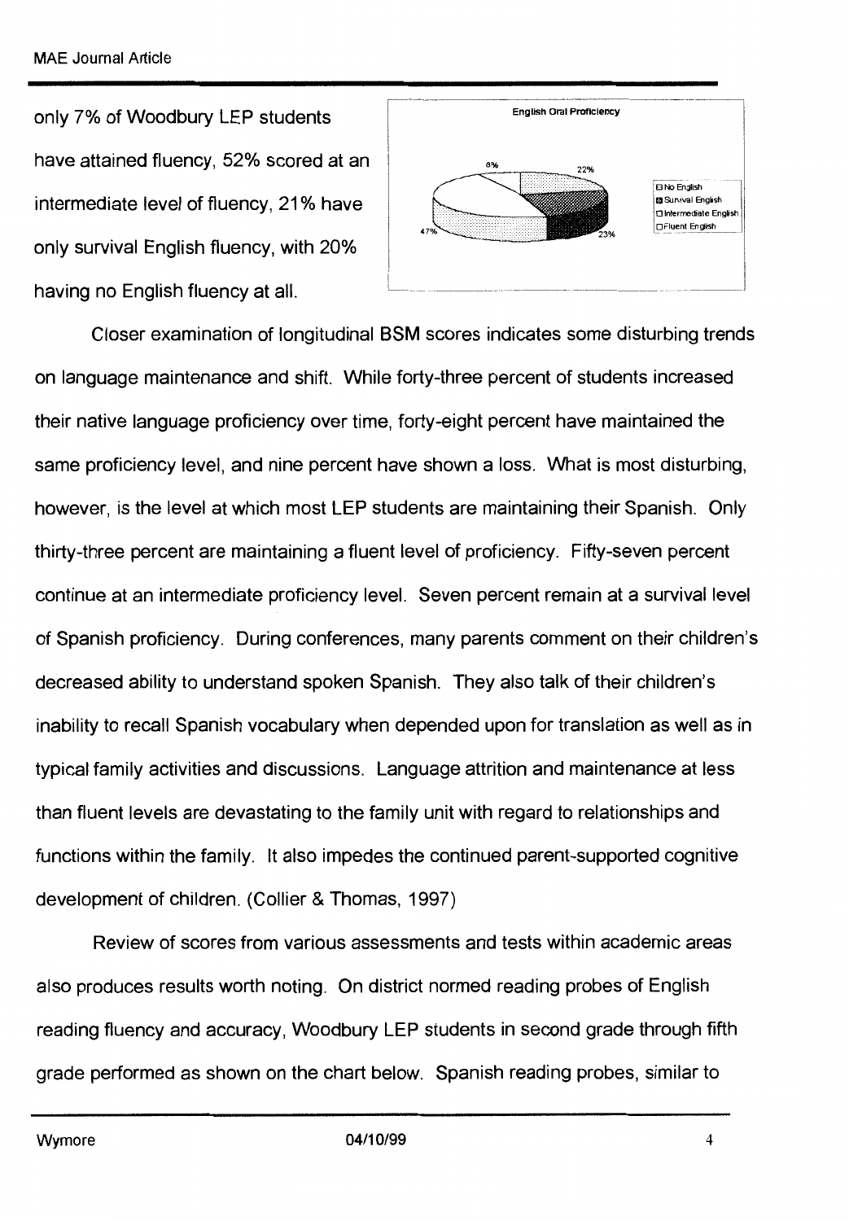only 7% of Woodbury LEP students have attained fluency, 52% scored at an intermediate level of fluency, 21% have only survival English fluency, with 20% having no English fluency at all.

Closer examination of longitudinal BSM scores indicates some disturbing trends on language maintenance and shift. While forty-three percent of students increased their native language proficiency over time, forty-eight percent have maintained the same proficiency level, and nine percent have shown a loss. What is most disturbing, however, is the level at which most LEP students are maintaining their Spanish. Only thirty-three percent are maintaining a fluent level of proficiency. Fifty-seven percent continue at an intermediate proficiency level. Seven percent remain at a survival level of Spanish proficiency. During conferences, many parents comment on their children's decreased ability to understand spoken Spanish. They also talk of their children's inability to recall Spanish vocabulary when depended upon for translation as well as in typical family activities and discussions. Language attrition and maintenance at less than fluent levels are devastating to the family unit with regard to relationships and functions within the family. It also impedes the continued parent-supported cognitive development of children. (Collier & Thomas, 1997)

Review of scores from various assessments and tests within academic areas also produces results worth noting. On district normed reading probes of English reading fluency and accuracy, Woodbury LEP students in second grade through fifth grade performed as shown on the chart below. Spanish reading probes, similar to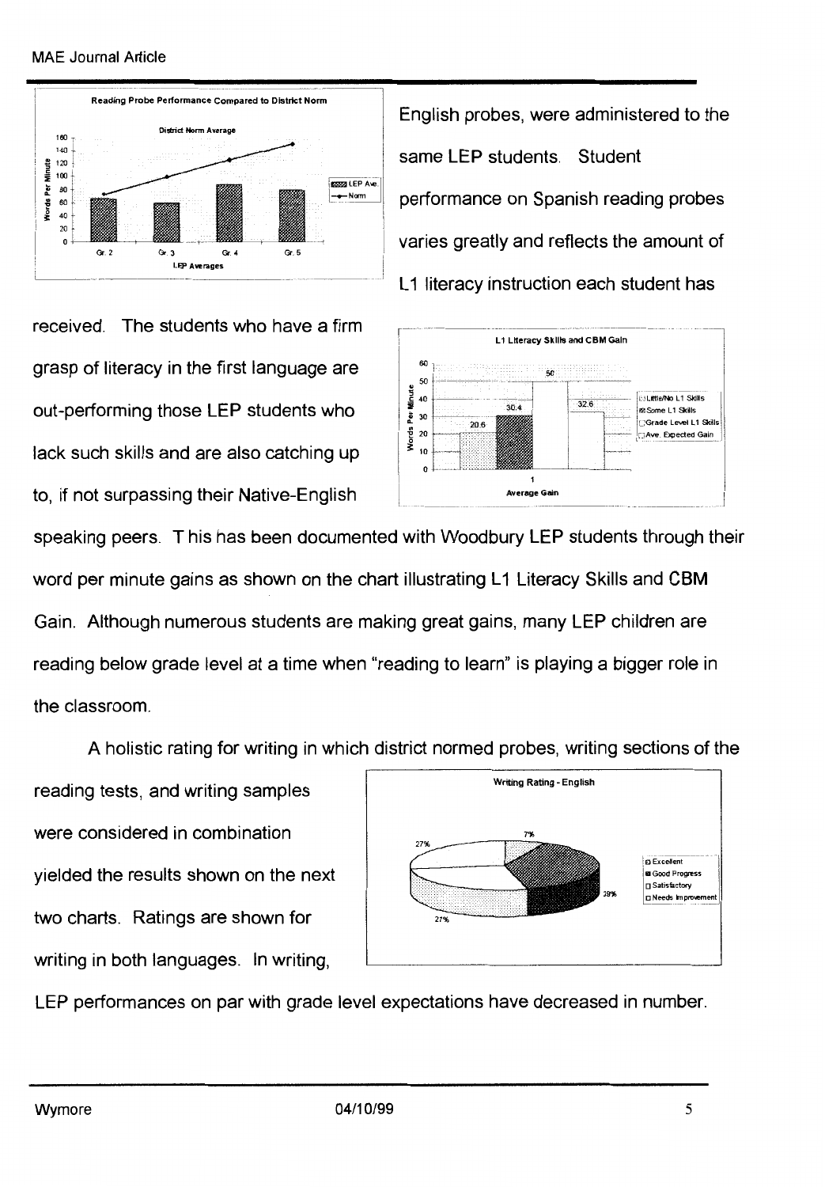English probes, were administered to the same LEP students. Student performance on Spanish reading probes varies greatly and reflects the amount of L1 literacy instruction each student has received. The students who have a firm grasp of literacy in the first language are out-performing those LEP students who lack such skills and are also catching up to, if not surpassing their Native-English speaking peers. T his has been documented with Woodbury LEP students through their word per minute gains as shown on the chart illustrating L1 Literacy Skills and CBM Gain. Although numerous students are making great gains, many LEP children are reading below grade level at a time when "reading to learn" is playing a bigger role in the classroom.

A holistic rating for writing in which district normed probes, writing sections of the reading tests, and writing samples were considered in combination yielded the results shown on the next two charts. Ratings are shown for writing in both languages. In writing, LEP performances on par with grade level expectations have decreased in number.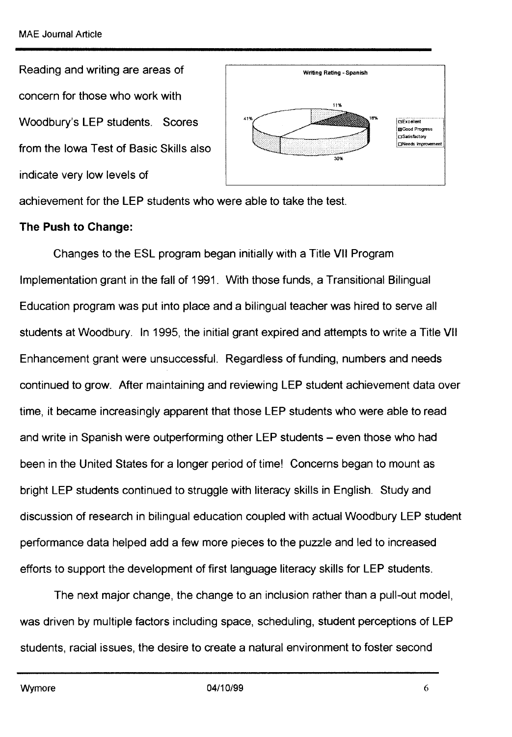Reading and writing are areas of concern for those who work with Woodbury's LEP students. Scores from the Iowa Test of Basic Skills also indicate very low levels of achievement for the LEP students who were able to take the test.

**Writing Rating - Spanish**

| Rating | Percent |
|---|---|
| Excellent | 11% |
| Good Progress | 18% |
| Satisfactory | 30% |
| Needs Improvement | 41% |

**The Push to Change:**

Changes to the ESL program began initially with a Title VII Program Implementation grant in the fall of 1991. With those funds, a Transitional Bilingual Education program was put into place and a bilingual teacher was hired to serve all students at Woodbury. In 1995, the initial grant expired and attempts to write a Title VII Enhancement grant were unsuccessful. Regardless of funding, numbers and needs continued to grow. After maintaining and reviewing LEP student achievement data over time, it became increasingly apparent that those LEP students who were able to read and write in Spanish were outperforming other LEP students – even those who had been in the United States for a longer period of time! Concerns began to mount as bright LEP students continued to struggle with literacy skills in English. Study and discussion of research in bilingual education coupled with actual Woodbury LEP student performance data helped add a few more pieces to the puzzle and led to increased efforts to support the development of first language literacy skills for LEP students.

The next major change, the change to an inclusion rather than a pull-out model, was driven by multiple factors including space, scheduling, student perceptions of LEP students, racial issues, the desire to create a natural environment to foster second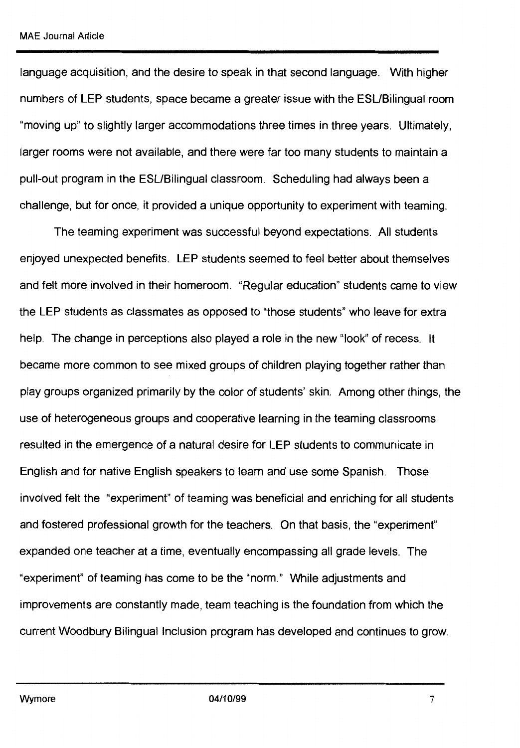language acquisition, and the desire to speak in that second language. With higher numbers of LEP students, space became a greater issue with the ESL/Bilingual room "moving up" to slightly larger accommodations three times in three years. Ultimately, larger rooms were not available, and there were far too many students to maintain a pull-out program in the ESL/Bilingual classroom. Scheduling had always been a challenge, but for once, it provided a unique opportunity to experiment with teaming.

The teaming experiment was successful beyond expectations. All students enjoyed unexpected benefits. LEP students seemed to feel better about themselves and felt more involved in their homeroom. "Regular education" students came to view the LEP students as classmates as opposed to "those students" who leave for extra help. The change in perceptions also played a role in the new "look" of recess. It became more common to see mixed groups of children playing together rather than play groups organized primarily by the color of students' skin. Among other things, the use of heterogeneous groups and cooperative learning in the teaming classrooms resulted in the emergence of a natural desire for LEP students to communicate in English and for native English speakers to learn and use some Spanish. Those involved felt the "experiment" of teaming was beneficial and enriching for all students and fostered professional growth for the teachers. On that basis, the "experiment" expanded one teacher at a time, eventually encompassing all grade levels. The "experiment" of teaming has come to be the "norm." While adjustments and improvements are constantly made, team teaching is the foundation from which the current Woodbury Bilingual Inclusion program has developed and continues to grow.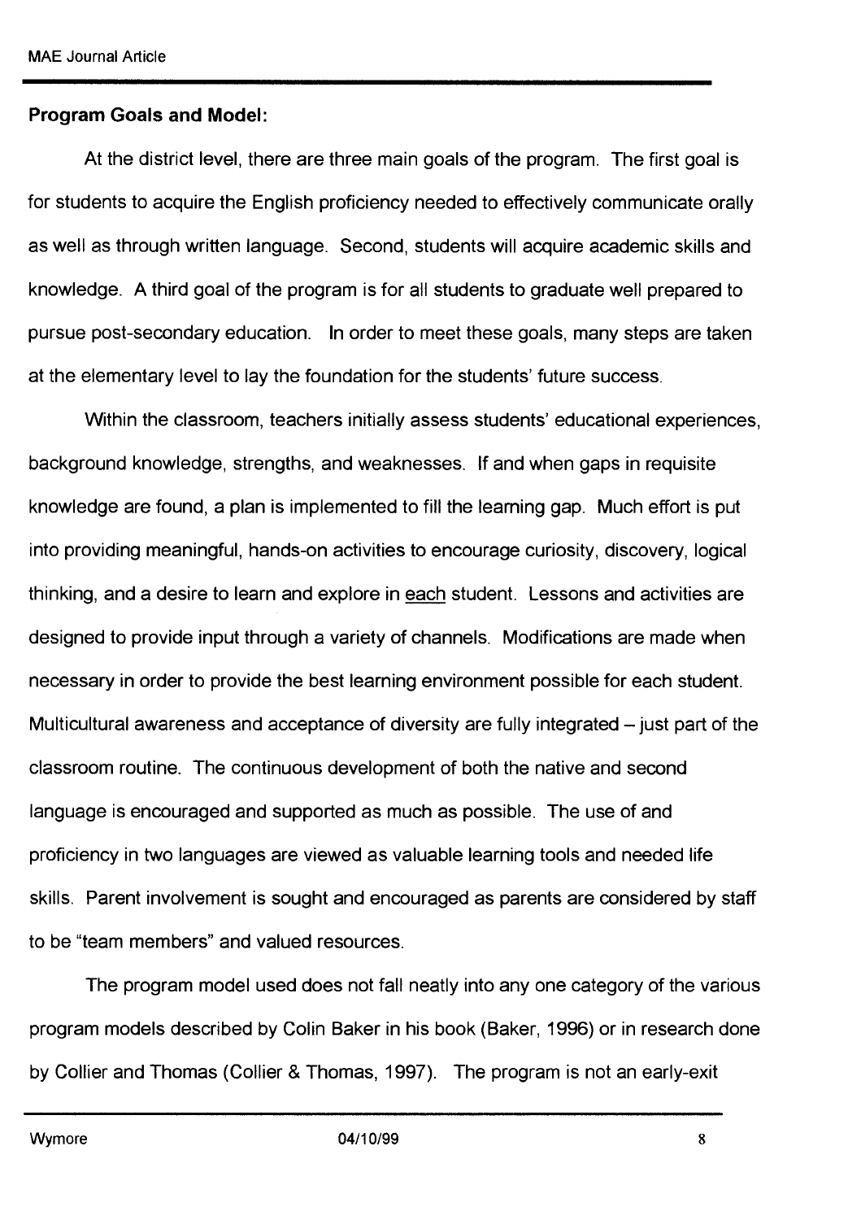**Program Goals and Model:**

At the district level, there are three main goals of the program. The first goal is for students to acquire the English proficiency needed to effectively communicate orally as well as through written language. Second, students will acquire academic skills and knowledge. A third goal of the program is for all students to graduate well prepared to pursue post-secondary education. In order to meet these goals, many steps are taken at the elementary level to lay the foundation for the students' future success.

Within the classroom, teachers initially assess students' educational experiences, background knowledge, strengths, and weaknesses. If and when gaps in requisite knowledge are found, a plan is implemented to fill the learning gap. Much effort is put into providing meaningful, hands-on activities to encourage curiosity, discovery, logical thinking, and a desire to learn and explore in <u>each</u> student. Lessons and activities are designed to provide input through a variety of channels. Modifications are made when necessary in order to provide the best learning environment possible for each student. Multicultural awareness and acceptance of diversity are fully integrated – just part of the classroom routine. The continuous development of both the native and second language is encouraged and supported as much as possible. The use of and proficiency in two languages are viewed as valuable learning tools and needed life skills. Parent involvement is sought and encouraged as parents are considered by staff to be "team members" and valued resources.

The program model used does not fall neatly into any one category of the various program models described by Colin Baker in his book (Baker, 1996) or in research done by Collier and Thomas (Collier & Thomas, 1997). The program is not an early-exit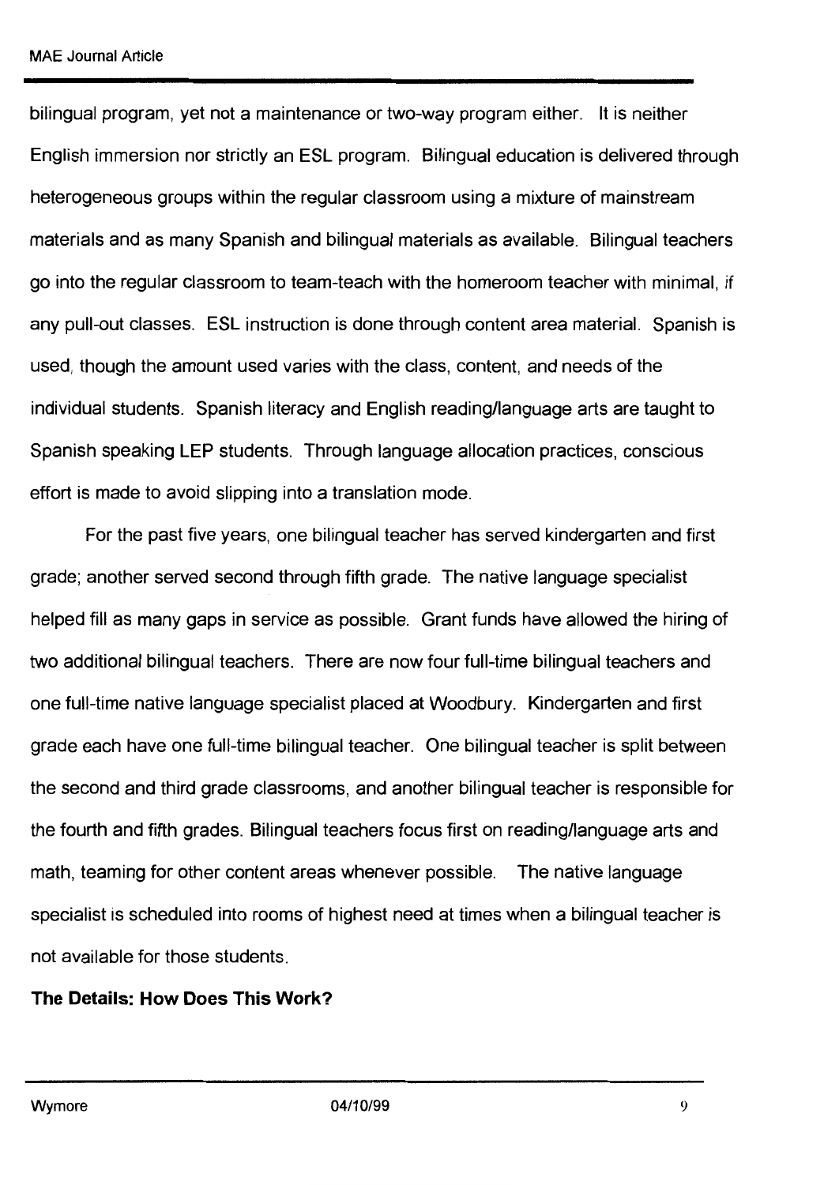bilingual program, yet not a maintenance or two-way program either. It is neither English immersion nor strictly an ESL program. Bilingual education is delivered through heterogeneous groups within the regular classroom using a mixture of mainstream materials and as many Spanish and bilingual materials as available. Bilingual teachers go into the regular classroom to team-teach with the homeroom teacher with minimal, if any pull-out classes. ESL instruction is done through content area material. Spanish is used, though the amount used varies with the class, content, and needs of the individual students. Spanish literacy and English reading/language arts are taught to Spanish speaking LEP students. Through language allocation practices, conscious effort is made to avoid slipping into a translation mode.

For the past five years, one bilingual teacher has served kindergarten and first grade; another served second through fifth grade. The native language specialist helped fill as many gaps in service as possible. Grant funds have allowed the hiring of two additional bilingual teachers. There are now four full-time bilingual teachers and one full-time native language specialist placed at Woodbury. Kindergarten and first grade each have one full-time bilingual teacher. One bilingual teacher is split between the second and third grade classrooms, and another bilingual teacher is responsible for the fourth and fifth grades. Bilingual teachers focus first on reading/language arts and math, teaming for other content areas whenever possible. The native language specialist is scheduled into rooms of highest need at times when a bilingual teacher is not available for those students.

**The Details: How Does This Work?**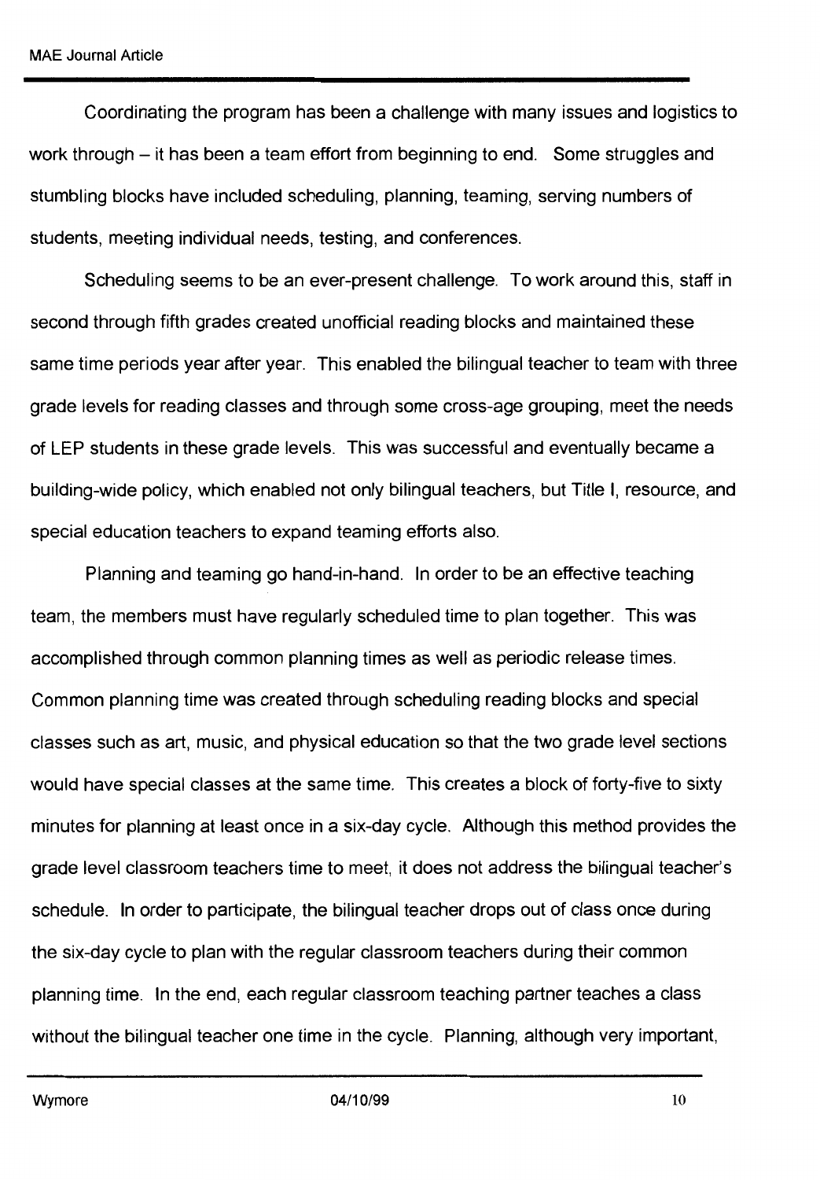Coordinating the program has been a challenge with many issues and logistics to work through – it has been a team effort from beginning to end. Some struggles and stumbling blocks have included scheduling, planning, teaming, serving numbers of students, meeting individual needs, testing, and conferences.

Scheduling seems to be an ever-present challenge. To work around this, staff in second through fifth grades created unofficial reading blocks and maintained these same time periods year after year. This enabled the bilingual teacher to team with three grade levels for reading classes and through some cross-age grouping, meet the needs of LEP students in these grade levels. This was successful and eventually became a building-wide policy, which enabled not only bilingual teachers, but Title I, resource, and special education teachers to expand teaming efforts also.

Planning and teaming go hand-in-hand. In order to be an effective teaching team, the members must have regularly scheduled time to plan together. This was accomplished through common planning times as well as periodic release times. Common planning time was created through scheduling reading blocks and special classes such as art, music, and physical education so that the two grade level sections would have special classes at the same time. This creates a block of forty-five to sixty minutes for planning at least once in a six-day cycle. Although this method provides the grade level classroom teachers time to meet, it does not address the bilingual teacher's schedule. In order to participate, the bilingual teacher drops out of class once during the six-day cycle to plan with the regular classroom teachers during their common planning time. In the end, each regular classroom teaching partner teaches a class without the bilingual teacher one time in the cycle. Planning, although very important,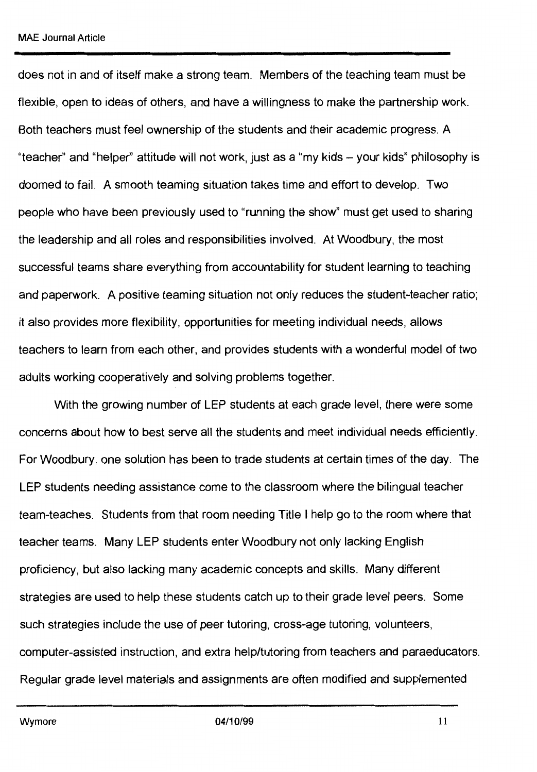does not in and of itself make a strong team. Members of the teaching team must be flexible, open to ideas of others, and have a willingness to make the partnership work. Both teachers must feel ownership of the students and their academic progress. A "teacher" and "helper" attitude will not work, just as a "my kids – your kids" philosophy is doomed to fail. A smooth teaming situation takes time and effort to develop. Two people who have been previously used to "running the show" must get used to sharing the leadership and all roles and responsibilities involved. At Woodbury, the most successful teams share everything from accountability for student learning to teaching and paperwork. A positive teaming situation not only reduces the student-teacher ratio; it also provides more flexibility, opportunities for meeting individual needs, allows teachers to learn from each other, and provides students with a wonderful model of two adults working cooperatively and solving problems together.

With the growing number of LEP students at each grade level, there were some concerns about how to best serve all the students and meet individual needs efficiently. For Woodbury, one solution has been to trade students at certain times of the day. The LEP students needing assistance come to the classroom where the bilingual teacher team-teaches. Students from that room needing Title I help go to the room where that teacher teams. Many LEP students enter Woodbury not only lacking English proficiency, but also lacking many academic concepts and skills. Many different strategies are used to help these students catch up to their grade level peers. Some such strategies include the use of peer tutoring, cross-age tutoring, volunteers, computer-assisted instruction, and extra help/tutoring from teachers and paraeducators. Regular grade level materials and assignments are often modified and supplemented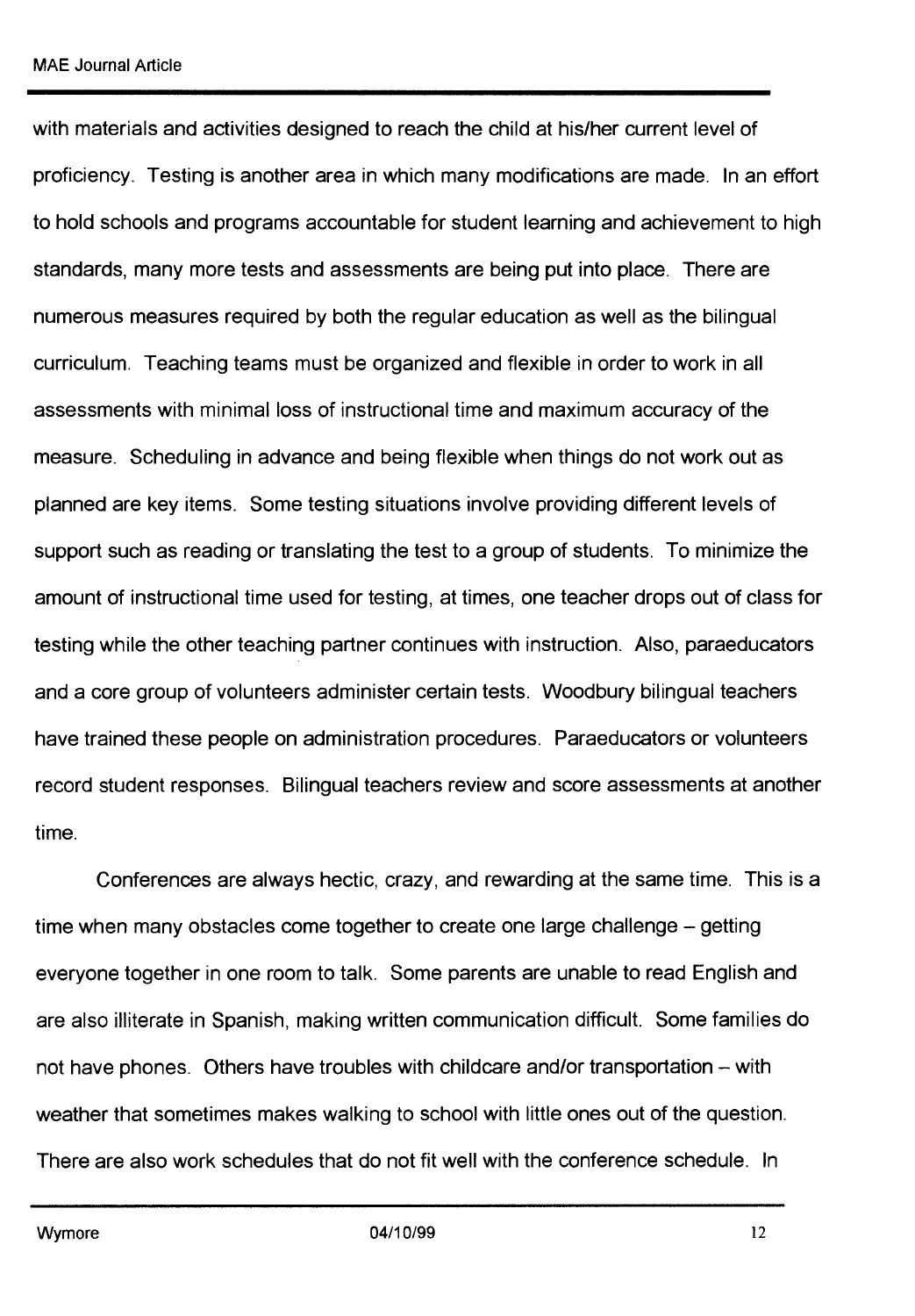with materials and activities designed to reach the child at his/her current level of proficiency. Testing is another area in which many modifications are made. In an effort to hold schools and programs accountable for student learning and achievement to high standards, many more tests and assessments are being put into place. There are numerous measures required by both the regular education as well as the bilingual curriculum. Teaching teams must be organized and flexible in order to work in all assessments with minimal loss of instructional time and maximum accuracy of the measure. Scheduling in advance and being flexible when things do not work out as planned are key items. Some testing situations involve providing different levels of support such as reading or translating the test to a group of students. To minimize the amount of instructional time used for testing, at times, one teacher drops out of class for testing while the other teaching partner continues with instruction. Also, paraeducators and a core group of volunteers administer certain tests. Woodbury bilingual teachers have trained these people on administration procedures. Paraeducators or volunteers record student responses. Bilingual teachers review and score assessments at another time.

Conferences are always hectic, crazy, and rewarding at the same time. This is a time when many obstacles come together to create one large challenge – getting everyone together in one room to talk. Some parents are unable to read English and are also illiterate in Spanish, making written communication difficult. Some families do not have phones. Others have troubles with childcare and/or transportation – with weather that sometimes makes walking to school with little ones out of the question. There are also work schedules that do not fit well with the conference schedule. In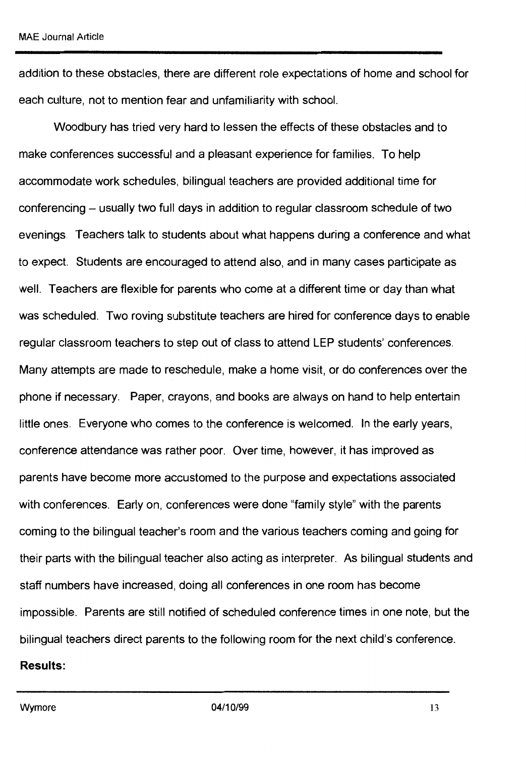addition to these obstacles, there are different role expectations of home and school for each culture, not to mention fear and unfamiliarity with school.

Woodbury has tried very hard to lessen the effects of these obstacles and to make conferences successful and a pleasant experience for families. To help accommodate work schedules, bilingual teachers are provided additional time for conferencing – usually two full days in addition to regular classroom schedule of two evenings. Teachers talk to students about what happens during a conference and what to expect. Students are encouraged to attend also, and in many cases participate as well. Teachers are flexible for parents who come at a different time or day than what was scheduled. Two roving substitute teachers are hired for conference days to enable regular classroom teachers to step out of class to attend LEP students' conferences. Many attempts are made to reschedule, make a home visit, or do conferences over the phone if necessary. Paper, crayons, and books are always on hand to help entertain little ones. Everyone who comes to the conference is welcomed. In the early years, conference attendance was rather poor. Over time, however, it has improved as parents have become more accustomed to the purpose and expectations associated with conferences. Early on, conferences were done "family style" with the parents coming to the bilingual teacher's room and the various teachers coming and going for their parts with the bilingual teacher also acting as interpreter. As bilingual students and staff numbers have increased, doing all conferences in one room has become impossible. Parents are still notified of scheduled conference times in one note, but the bilingual teachers direct parents to the following room for the next child's conference.

**Results:**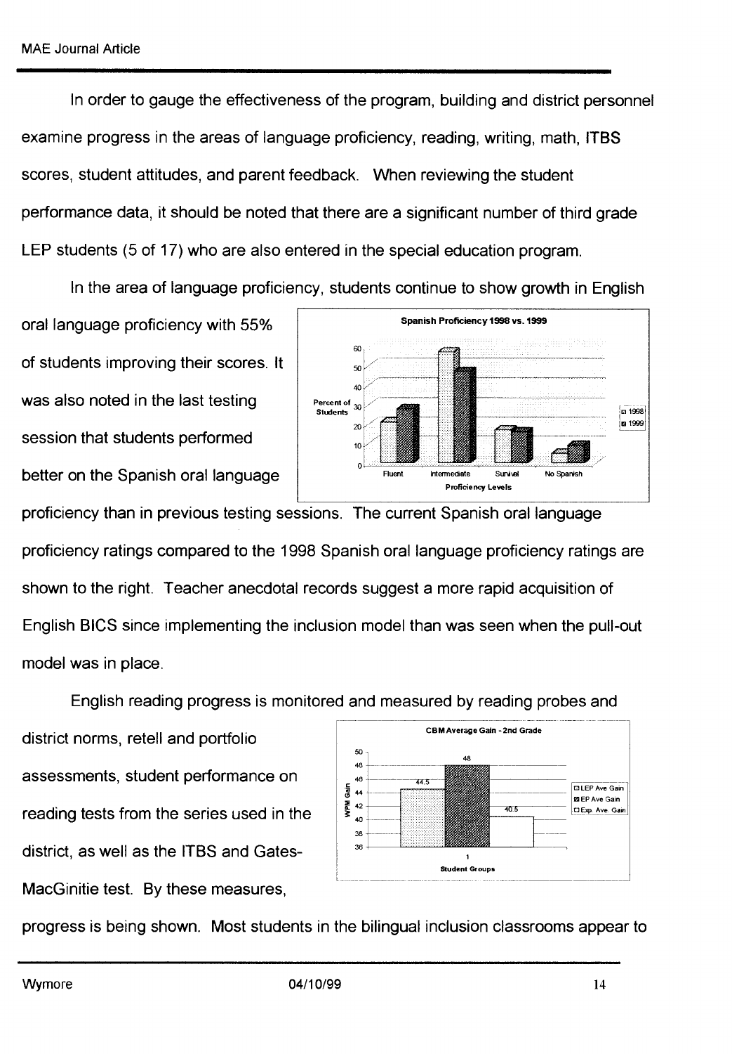In order to gauge the effectiveness of the program, building and district personnel examine progress in the areas of language proficiency, reading, writing, math, ITBS scores, student attitudes, and parent feedback. When reviewing the student performance data, it should be noted that there are a significant number of third grade LEP students (5 of 17) who are also entered in the special education program.

In the area of language proficiency, students continue to show growth in English oral language proficiency with 55% of students improving their scores. It was also noted in the last testing session that students performed better on the Spanish oral language proficiency than in previous testing sessions. The current Spanish oral language proficiency ratings compared to the 1998 Spanish oral language proficiency ratings are shown to the right. Teacher anecdotal records suggest a more rapid acquisition of English BICS since implementing the inclusion model than was seen when the pull-out model was in place.

English reading progress is monitored and measured by reading probes and district norms, retell and portfolio assessments, student performance on reading tests from the series used in the district, as well as the ITBS and Gates-MacGinitie test. By these measures, progress is being shown. Most students in the bilingual inclusion classrooms appear to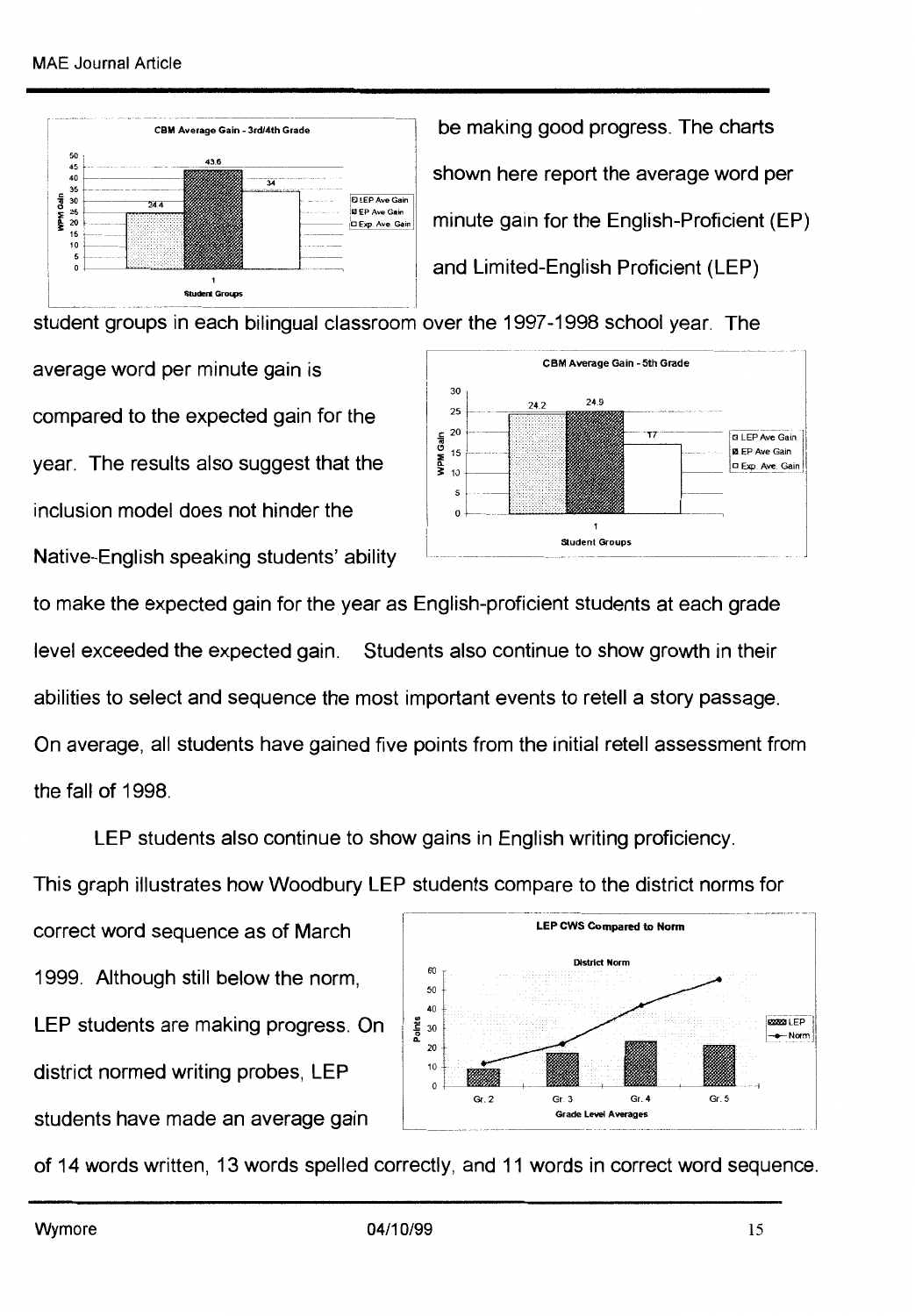be making good progress. The charts shown here report the average word per minute gain for the English-Proficient (EP) and Limited-English Proficient (LEP) student groups in each bilingual classroom over the 1997-1998 school year. The average word per minute gain is compared to the expected gain for the year. The results also suggest that the inclusion model does not hinder the Native-English speaking students' ability to make the expected gain for the year as English-proficient students at each grade level exceeded the expected gain. Students also continue to show growth in their abilities to select and sequence the most important events to retell a story passage. On average, all students have gained five points from the initial retell assessment from the fall of 1998.

LEP students also continue to show gains in English writing proficiency. This graph illustrates how Woodbury LEP students compare to the district norms for correct word sequence as of March 1999. Although still below the norm, LEP students are making progress. On district normed writing probes, LEP students have made an average gain of 14 words written, 13 words spelled correctly, and 11 words in correct word sequence.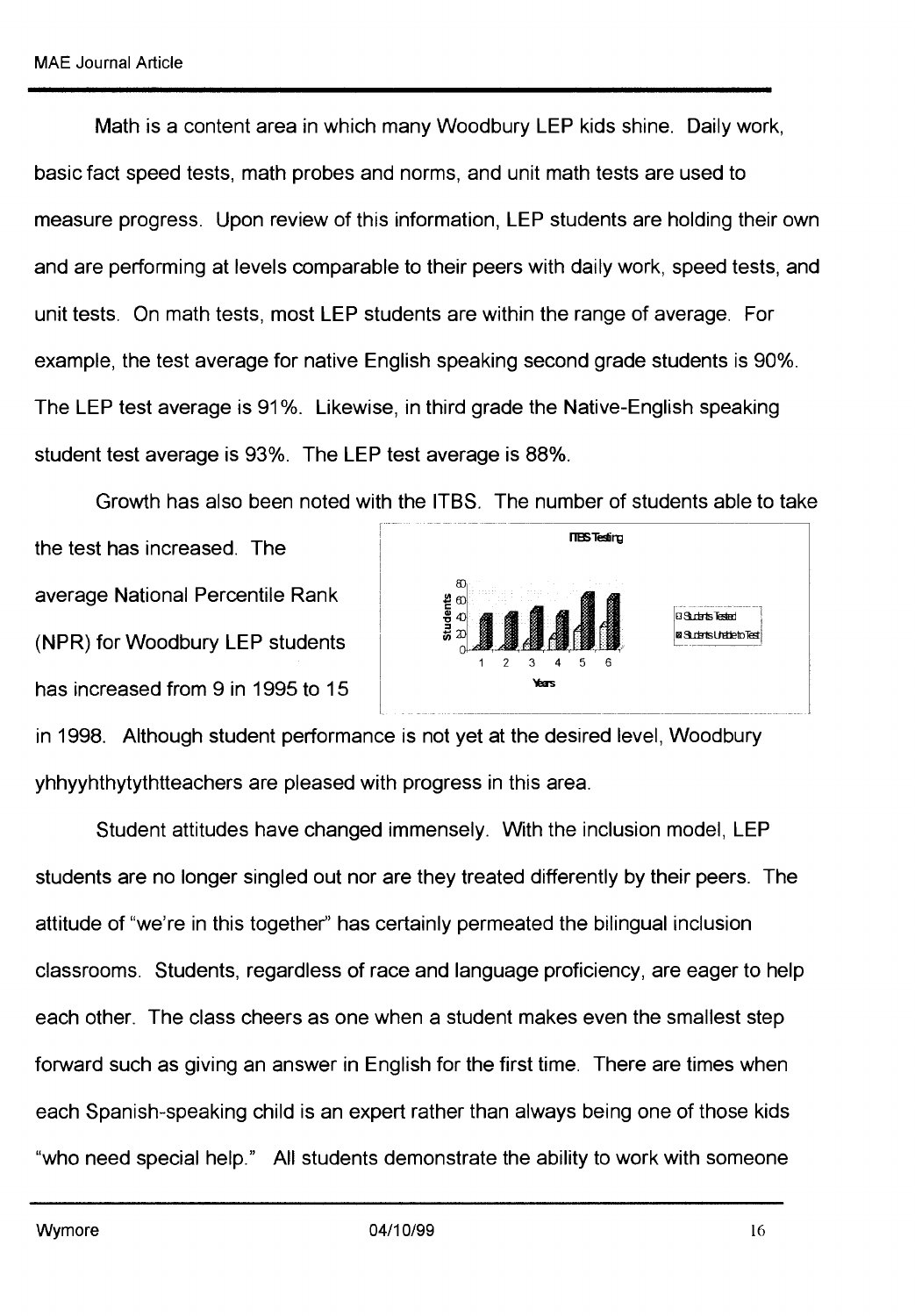Math is a content area in which many Woodbury LEP kids shine. Daily work, basic fact speed tests, math probes and norms, and unit math tests are used to measure progress. Upon review of this information, LEP students are holding their own and are performing at levels comparable to their peers with daily work, speed tests, and unit tests. On math tests, most LEP students are within the range of average. For example, the test average for native English speaking second grade students is 90%. The LEP test average is 91%. Likewise, in third grade the Native-English speaking student test average is 93%. The LEP test average is 88%.

Growth has also been noted with the ITBS. The number of students able to take the test has increased. The average National Percentile Rank (NPR) for Woodbury LEP students has increased from 9 in 1995 to 15 in 1998. Although student performance is not yet at the desired level, Woodbury yhhyyhthytyththteachers are pleased with progress in this area.

Student attitudes have changed immensely. With the inclusion model, LEP students are no longer singled out nor are they treated differently by their peers. The attitude of "we're in this together" has certainly permeated the bilingual inclusion classrooms. Students, regardless of race and language proficiency, are eager to help each other. The class cheers as one when a student makes even the smallest step forward such as giving an answer in English for the first time. There are times when each Spanish-speaking child is an expert rather than always being one of those kids "who need special help." All students demonstrate the ability to work with someone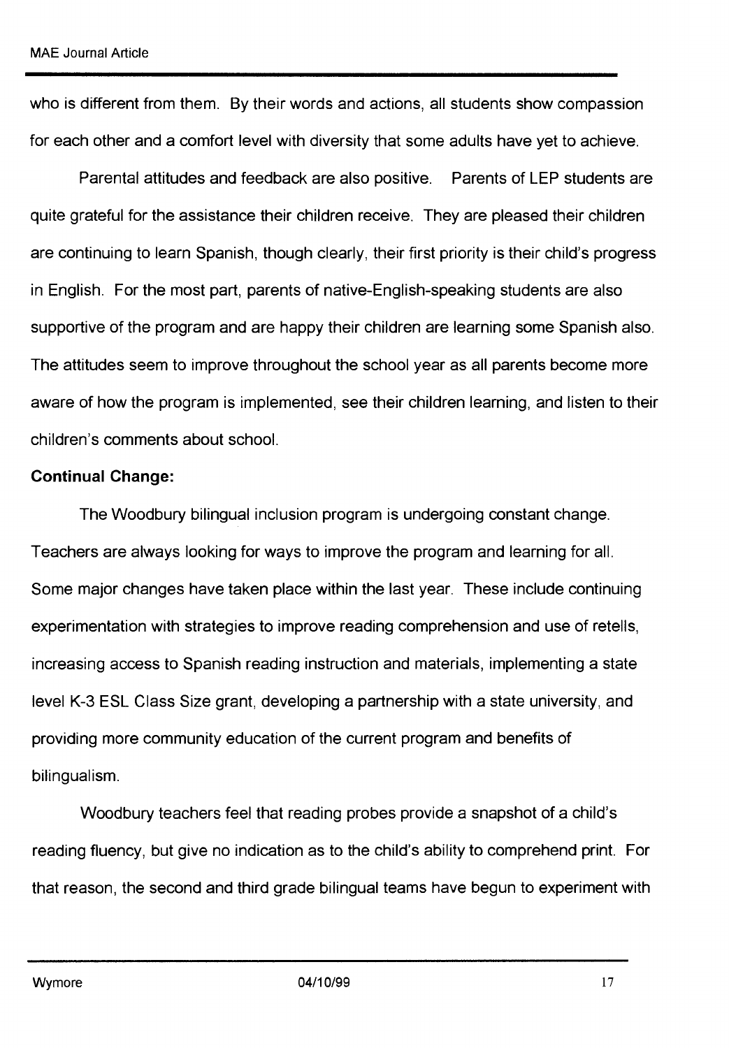who is different from them. By their words and actions, all students show compassion for each other and a comfort level with diversity that some adults have yet to achieve.

Parental attitudes and feedback are also positive. Parents of LEP students are quite grateful for the assistance their children receive. They are pleased their children are continuing to learn Spanish, though clearly, their first priority is their child's progress in English. For the most part, parents of native-English-speaking students are also supportive of the program and are happy their children are learning some Spanish also. The attitudes seem to improve throughout the school year as all parents become more aware of how the program is implemented, see their children learning, and listen to their children's comments about school.

**Continual Change:**

The Woodbury bilingual inclusion program is undergoing constant change. Teachers are always looking for ways to improve the program and learning for all. Some major changes have taken place within the last year. These include continuing experimentation with strategies to improve reading comprehension and use of retells, increasing access to Spanish reading instruction and materials, implementing a state level K-3 ESL Class Size grant, developing a partnership with a state university, and providing more community education of the current program and benefits of bilingualism.

Woodbury teachers feel that reading probes provide a snapshot of a child's reading fluency, but give no indication as to the child's ability to comprehend print. For that reason, the second and third grade bilingual teams have begun to experiment with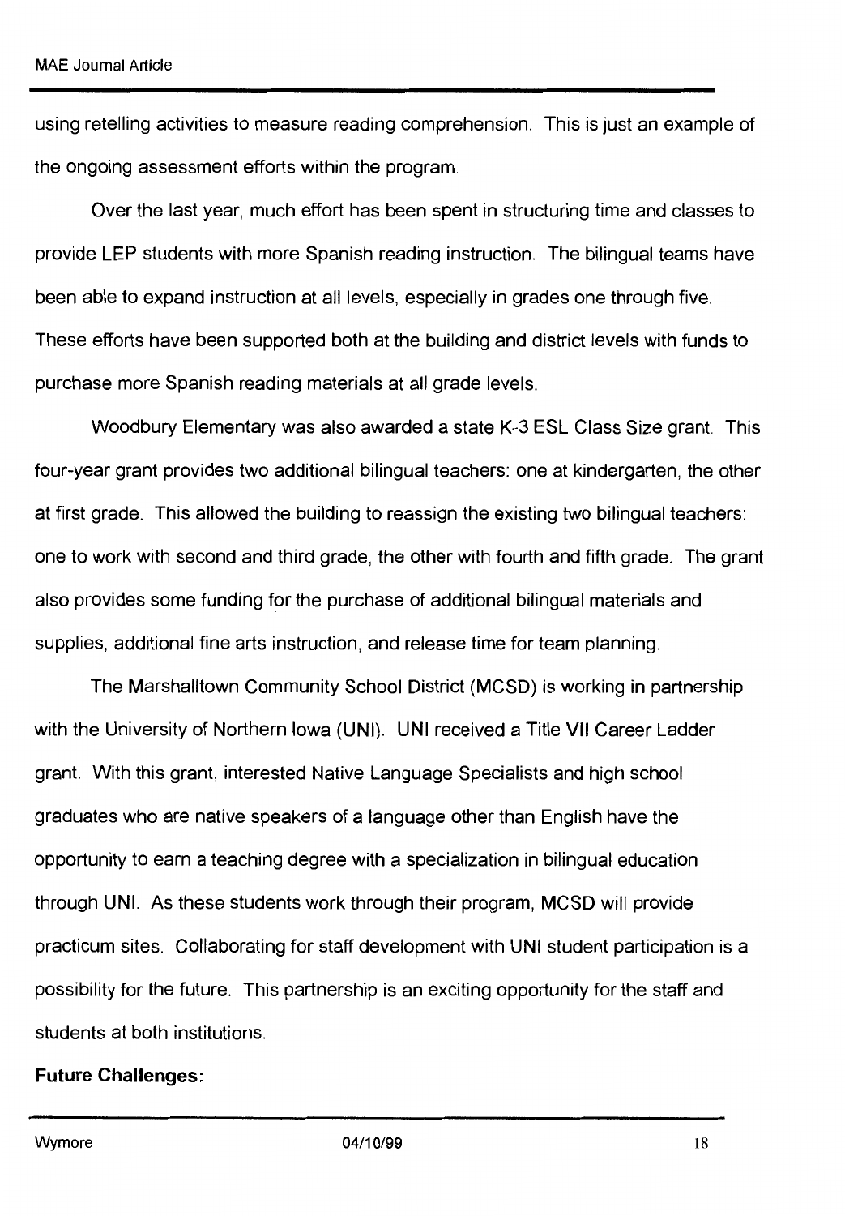using retelling activities to measure reading comprehension. This is just an example of the ongoing assessment efforts within the program.

Over the last year, much effort has been spent in structuring time and classes to provide LEP students with more Spanish reading instruction. The bilingual teams have been able to expand instruction at all levels, especially in grades one through five. These efforts have been supported both at the building and district levels with funds to purchase more Spanish reading materials at all grade levels.

Woodbury Elementary was also awarded a state K-3 ESL Class Size grant. This four-year grant provides two additional bilingual teachers: one at kindergarten, the other at first grade. This allowed the building to reassign the existing two bilingual teachers: one to work with second and third grade, the other with fourth and fifth grade. The grant also provides some funding for the purchase of additional bilingual materials and supplies, additional fine arts instruction, and release time for team planning.

The Marshalltown Community School District (MCSD) is working in partnership with the University of Northern Iowa (UNI). UNI received a Title VII Career Ladder grant. With this grant, interested Native Language Specialists and high school graduates who are native speakers of a language other than English have the opportunity to earn a teaching degree with a specialization in bilingual education through UNI. As these students work through their program, MCSD will provide practicum sites. Collaborating for staff development with UNI student participation is a possibility for the future. This partnership is an exciting opportunity for the staff and students at both institutions.

**Future Challenges:**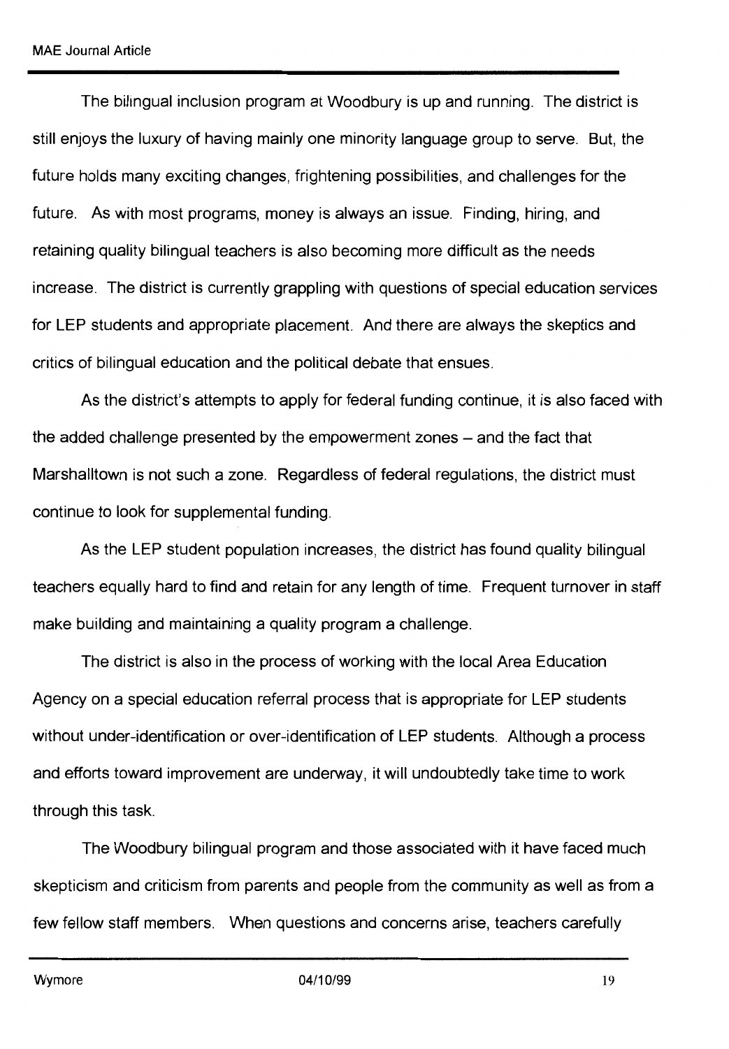The bilingual inclusion program at Woodbury is up and running. The district is still enjoys the luxury of having mainly one minority language group to serve. But, the future holds many exciting changes, frightening possibilities, and challenges for the future. As with most programs, money is always an issue. Finding, hiring, and retaining quality bilingual teachers is also becoming more difficult as the needs increase. The district is currently grappling with questions of special education services for LEP students and appropriate placement. And there are always the skeptics and critics of bilingual education and the political debate that ensues.

As the district's attempts to apply for federal funding continue, it is also faced with the added challenge presented by the empowerment zones – and the fact that Marshalltown is not such a zone. Regardless of federal regulations, the district must continue to look for supplemental funding.

As the LEP student population increases, the district has found quality bilingual teachers equally hard to find and retain for any length of time. Frequent turnover in staff make building and maintaining a quality program a challenge.

The district is also in the process of working with the local Area Education Agency on a special education referral process that is appropriate for LEP students without under-identification or over-identification of LEP students. Although a process and efforts toward improvement are underway, it will undoubtedly take time to work through this task.

The Woodbury bilingual program and those associated with it have faced much skepticism and criticism from parents and people from the community as well as from a few fellow staff members. When questions and concerns arise, teachers carefully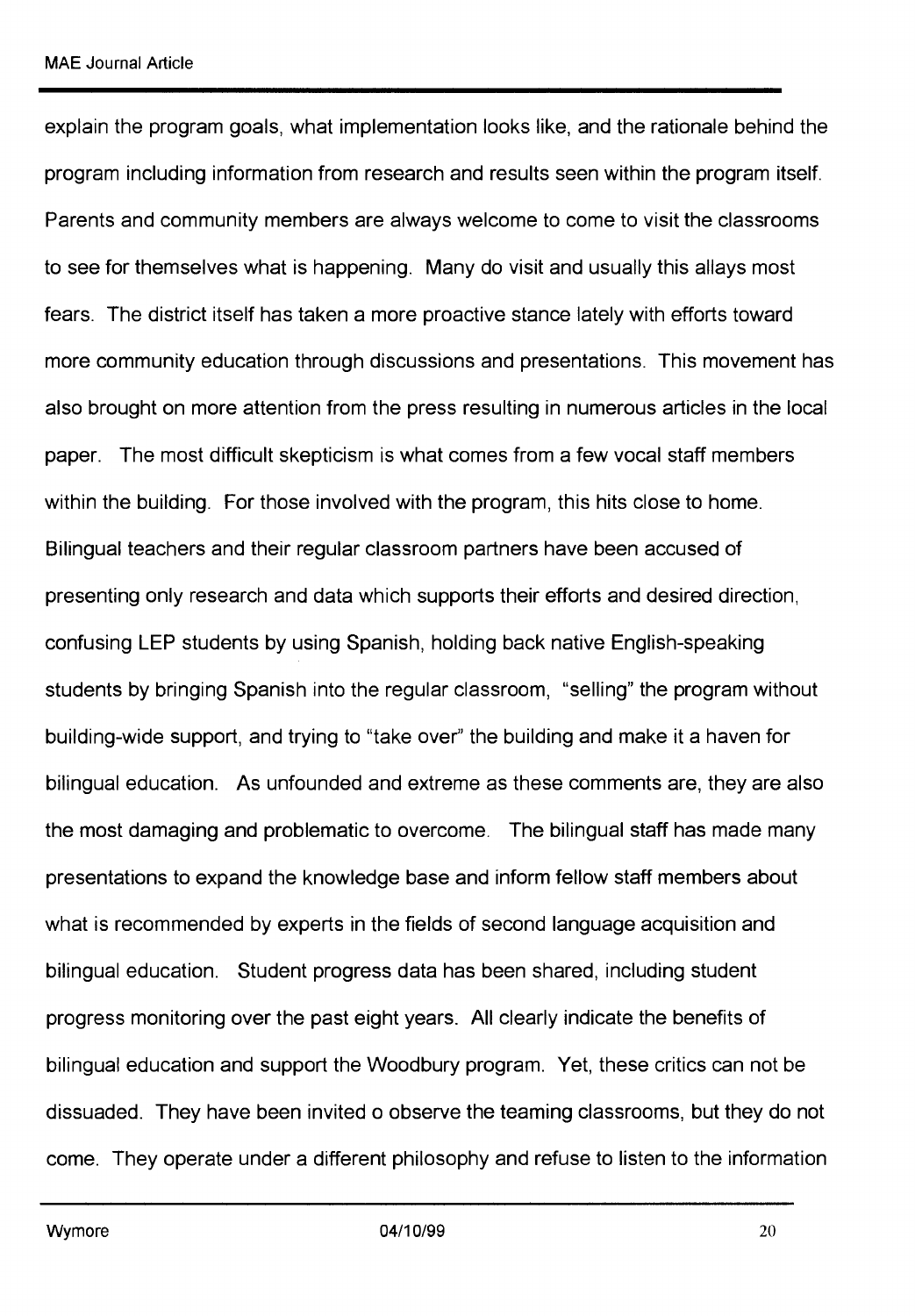explain the program goals, what implementation looks like, and the rationale behind the program including information from research and results seen within the program itself. Parents and community members are always welcome to come to visit the classrooms to see for themselves what is happening. Many do visit and usually this allays most fears. The district itself has taken a more proactive stance lately with efforts toward more community education through discussions and presentations. This movement has also brought on more attention from the press resulting in numerous articles in the local paper. The most difficult skepticism is what comes from a few vocal staff members within the building. For those involved with the program, this hits close to home. Bilingual teachers and their regular classroom partners have been accused of presenting only research and data which supports their efforts and desired direction, confusing LEP students by using Spanish, holding back native English-speaking students by bringing Spanish into the regular classroom, "selling" the program without building-wide support, and trying to "take over" the building and make it a haven for bilingual education. As unfounded and extreme as these comments are, they are also the most damaging and problematic to overcome. The bilingual staff has made many presentations to expand the knowledge base and inform fellow staff members about what is recommended by experts in the fields of second language acquisition and bilingual education. Student progress data has been shared, including student progress monitoring over the past eight years. All clearly indicate the benefits of bilingual education and support the Woodbury program. Yet, these critics can not be dissuaded. They have been invited o observe the teaming classrooms, but they do not come. They operate under a different philosophy and refuse to listen to the information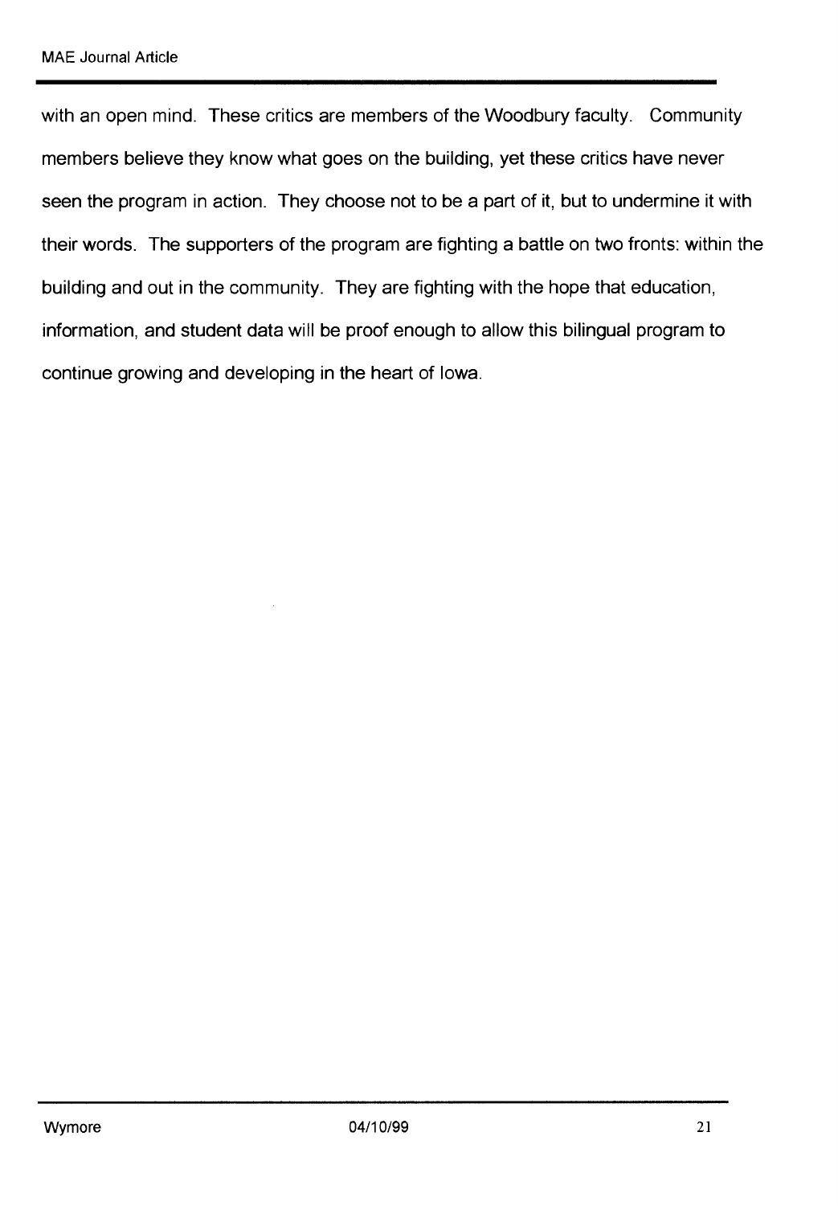with an open mind. These critics are members of the Woodbury faculty. Community members believe they know what goes on the building, yet these critics have never seen the program in action. They choose not to be a part of it, but to undermine it with their words. The supporters of the program are fighting a battle on two fronts: within the building and out in the community. They are fighting with the hope that education, information, and student data will be proof enough to allow this bilingual program to continue growing and developing in the heart of Iowa.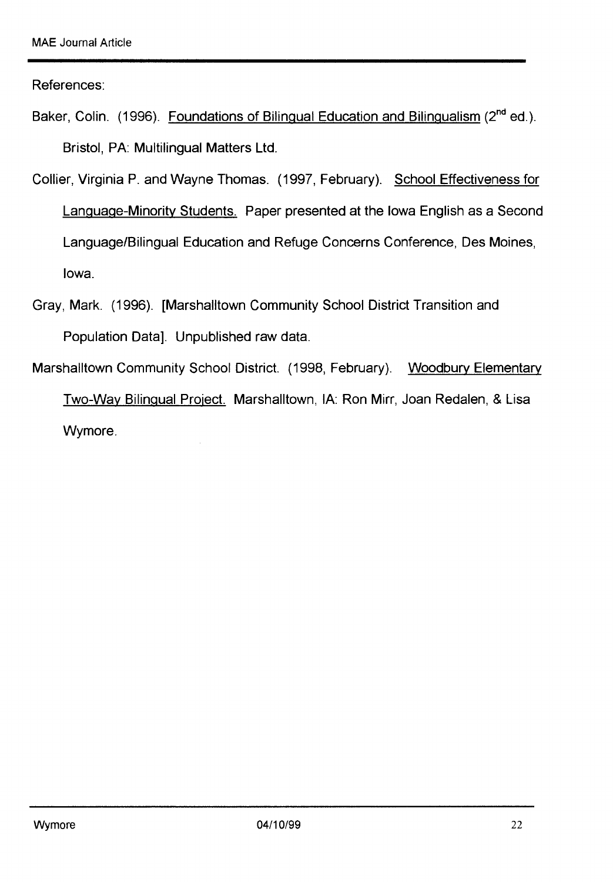References:

Baker, Colin. (1996). Foundations of Bilingual Education and Bilingualism (2nd ed.). Bristol, PA: Multilingual Matters Ltd.

Collier, Virginia P. and Wayne Thomas. (1997, February). School Effectiveness for Language-Minority Students. Paper presented at the Iowa English as a Second Language/Bilingual Education and Refuge Concerns Conference, Des Moines, Iowa.

Gray, Mark. (1996). [Marshalltown Community School District Transition and Population Data]. Unpublished raw data.

Marshalltown Community School District. (1998, February). Woodbury Elementary Two-Way Bilingual Project. Marshalltown, IA: Ron Mirr, Joan Redalen, & Lisa Wymore.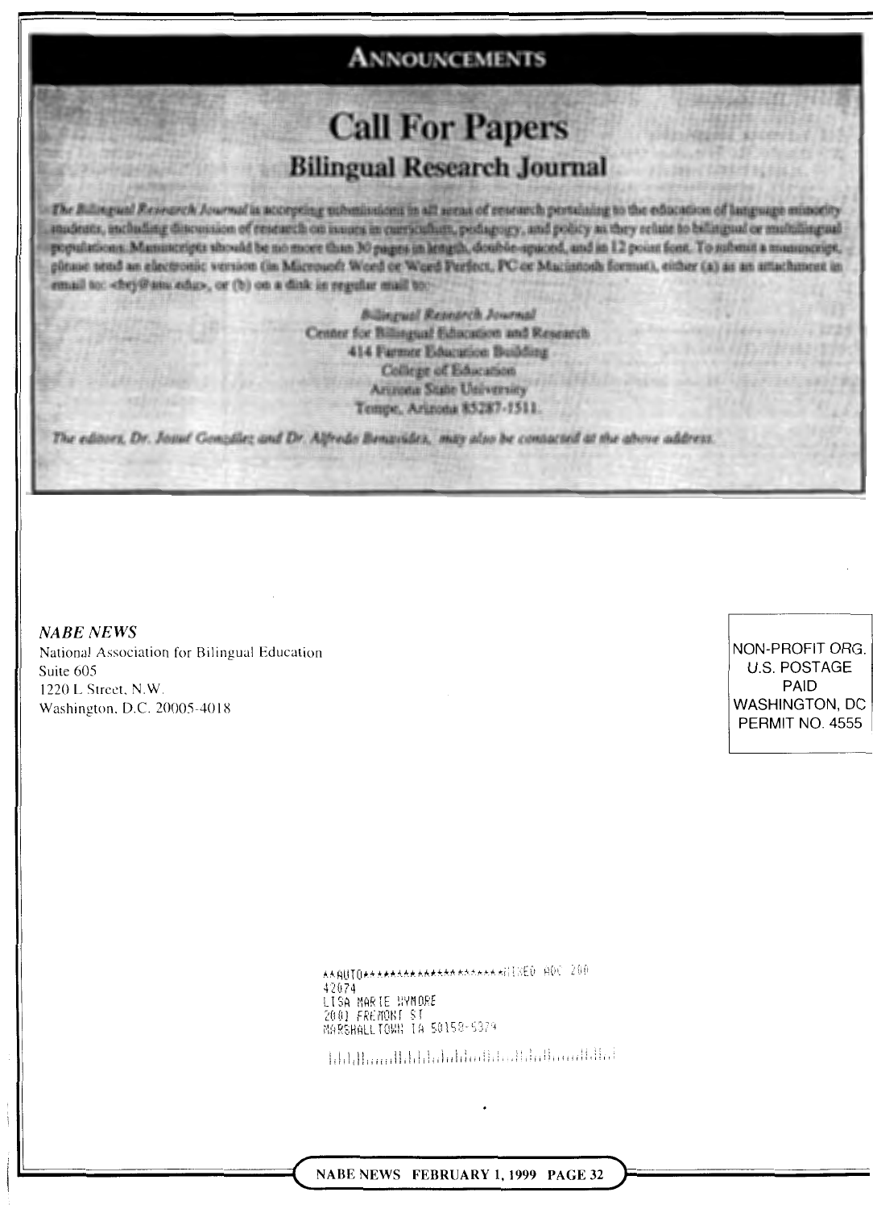## ANNOUNCEMENTS

# Call For Papers

## Bilingual Research Journal

*The Bilingual Research Journal* is accepting submissions in all areas of research pertaining to the education of language minority students, including discussion of research on issues in curriculum, pedagogy, and policy as they relate to bilingual or multilingual populations. Manuscripts should be no more than 30 pages in length, double-spaced, and in 12 point font. To submit a manuscript, please send an electronic version (in Microsoft Word or Word Perfect, PC or Macintosh format), either (a) as an attachment in email to: <brj@asu.edu>, or (b) on a disk in regular mail to:

*Bilingual Research Journal*
Center for Bilingual Education and Research
414 Farmer Education Building
College of Education
Arizona State University
Tempe, Arizona 85287-1511.

*The editors, Dr. Josué González and Dr. Alfredo Benavides, may also be contacted at the above address.*

*NABE NEWS*
National Association for Bilingual Education
Suite 605
1220 L Street, N.W.
Washington, D.C. 20005-4018

NON-PROFIT ORG.
U.S. POSTAGE
PAID
WASHINGTON, DC
PERMIT NO. 4555

**AUTO*********************MIXED ADC 200
42074
LISA MARIE WYMORE
2001 FREMONT ST
MARSHALLTOWN IA 50158-5379